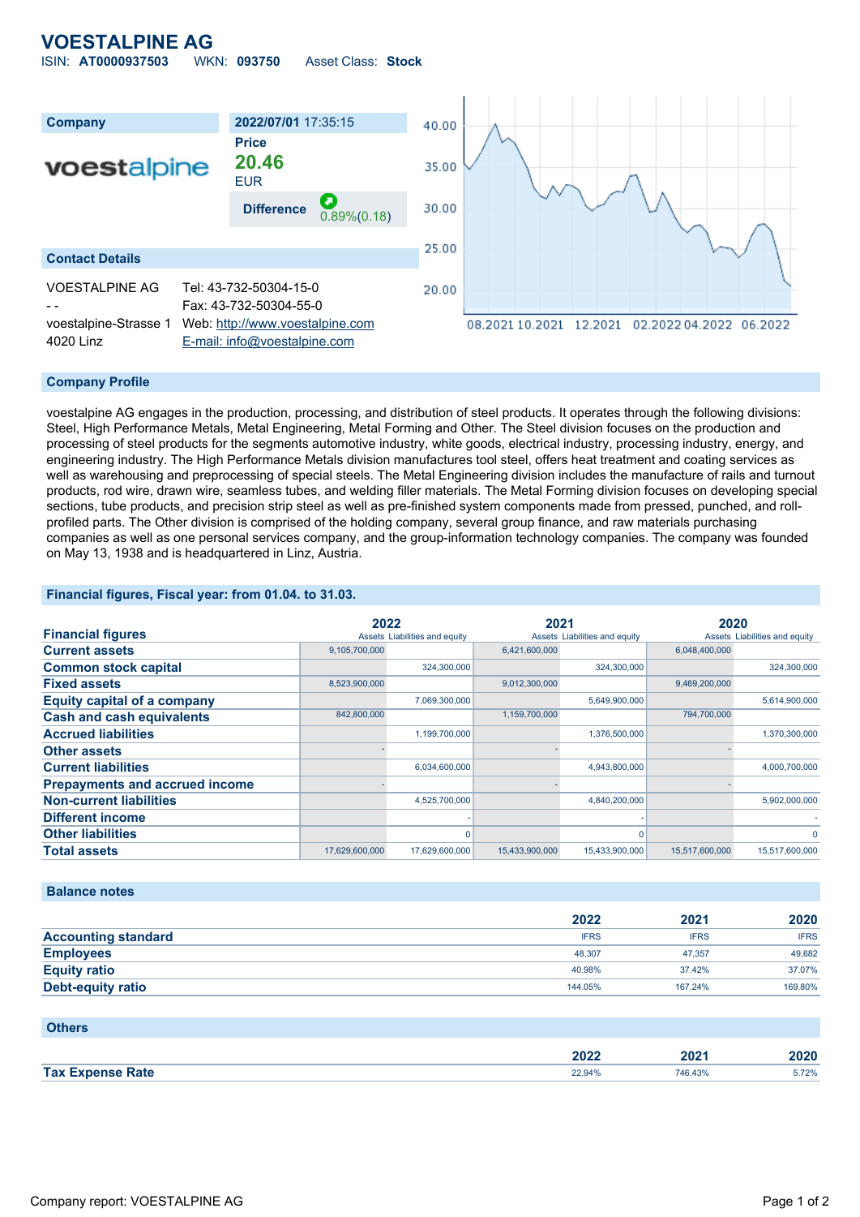# VOESTALPINE AG

ISIN: **AT0000937503** WKN: **093750** Asset Class: **Stock**

| Company | 2022/07/01 17:35:15 |
|---|---|
| voestalpine | **Price** **20.46** EUR |
| | **Difference** 0.89%(0.18) |

## Contact Details

VOESTALPINE AG
- -
voestalpine-Strasse 1
4020 Linz

Tel: 43-732-50304-15-0
Fax: 43-732-50304-55-0
Web: http://www.voestalpine.com
E-mail: info@voestalpine.com

## Company Profile

voestalpine AG engages in the production, processing, and distribution of steel products. It operates through the following divisions: Steel, High Performance Metals, Metal Engineering, Metal Forming and Other. The Steel division focuses on the production and processing of steel products for the segments automotive industry, white goods, electrical industry, processing industry, energy, and engineering industry. The High Performance Metals division manufactures tool steel, offers heat treatment and coating services as well as warehousing and preprocessing of special steels. The Metal Engineering division includes the manufacture of rails and turnout products, rod wire, drawn wire, seamless tubes, and welding filler materials. The Metal Forming division focuses on developing special sections, tube products, and precision strip steel as well as pre-finished system components made from pressed, punched, and roll-profiled parts. The Other division is comprised of the holding company, several group finance, and raw materials purchasing companies as well as one personal services company, and the group-information technology companies. The company was founded on May 13, 1938 and is headquartered in Linz, Austria.

## Financial figures, Fiscal year: from 01.04. to 31.03.

| Financial figures | 2022 | | 2021 | | 2020 | |
|---|---|---|---|---|---|---|
| | Assets | Liabilities and equity | Assets | Liabilities and equity | Assets | Liabilities and equity |
| **Current assets** | 9,105,700,000 | | 6,421,600,000 | | 6,048,400,000 | |
| **Common stock capital** | | 324,300,000 | | 324,300,000 | | 324,300,000 |
| **Fixed assets** | 8,523,900,000 | | 9,012,300,000 | | 9,469,200,000 | |
| **Equity capital of a company** | | 7,069,300,000 | | 5,649,900,000 | | 5,614,900,000 |
| **Cash and cash equivalents** | 842,800,000 | | 1,159,700,000 | | 794,700,000 | |
| **Accrued liabilities** | | 1,199,700,000 | | 1,376,500,000 | | 1,370,300,000 |
| **Other assets** | - | | - | | - | |
| **Current liabilities** | | 6,034,600,000 | | 4,943,800,000 | | 4,000,700,000 |
| **Prepayments and accrued income** | - | | - | | - | |
| **Non-current liabilities** | | 4,525,700,000 | | 4,840,200,000 | | 5,902,000,000 |
| **Different income** | | - | | - | | - |
| **Other liabilities** | | 0 | | 0 | | 0 |
| **Total assets** | 17,629,600,000 | 17,629,600,000 | 15,433,900,000 | 15,433,900,000 | 15,517,600,000 | 15,517,600,000 |

## Balance notes

| | 2022 | 2021 | 2020 |
|---|---|---|---|
| **Accounting standard** | IFRS | IFRS | IFRS |
| **Employees** | 48,307 | 47,357 | 49,682 |
| **Equity ratio** | 40.98% | 37.42% | 37.07% |
| **Debt-equity ratio** | 144.05% | 167.24% | 169.80% |

## Others

| | 2022 | 2021 | 2020 |
|---|---|---|---|
| **Tax Expense Rate** | 22.94% | 746.43% | 5.72% |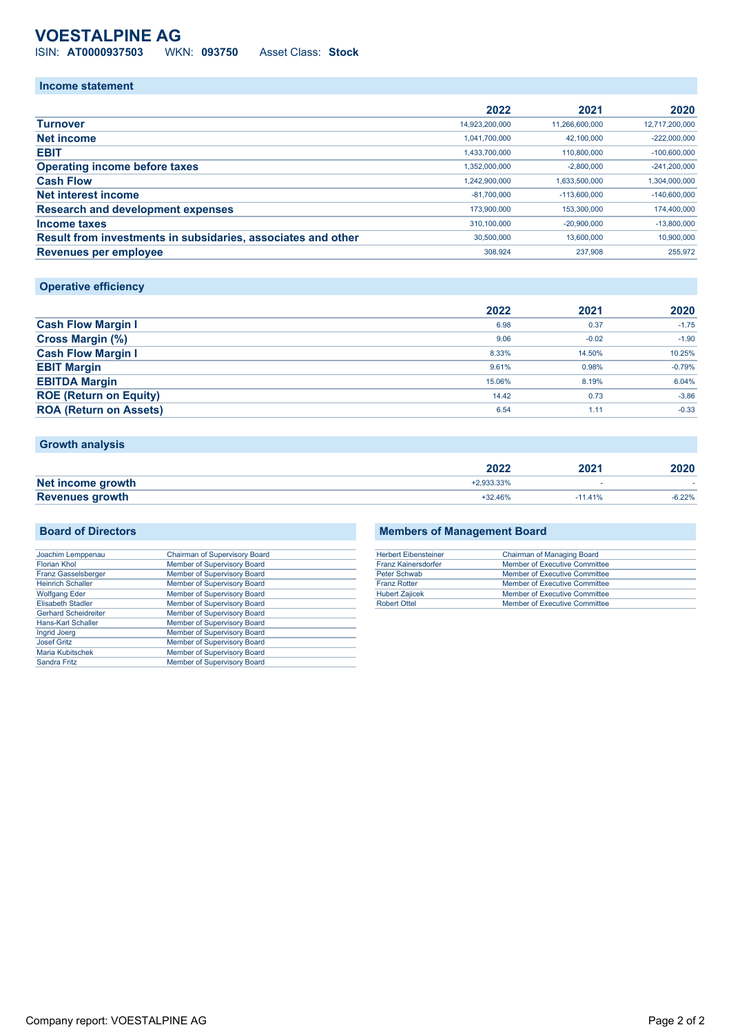# VOESTALPINE AG

ISIN: **AT0000937503** WKN: **093750** Asset Class: **Stock**

## Income statement

| | 2022 | 2021 | 2020 |
|---|---|---|---|
| **Turnover** | 14,923,200,000 | 11,266,600,000 | 12,717,200,000 |
| **Net income** | 1,041,700,000 | 42,100,000 | -222,000,000 |
| **EBIT** | 1,433,700,000 | 110,800,000 | -100,600,000 |
| **Operating income before taxes** | 1,352,000,000 | -2,800,000 | -241,200,000 |
| **Cash Flow** | 1,242,900,000 | 1,633,500,000 | 1,304,000,000 |
| **Net interest income** | -81,700,000 | -113,600,000 | -140,600,000 |
| **Research and development expenses** | 173,900,000 | 153,300,000 | 174,400,000 |
| **Income taxes** | 310,100,000 | -20,900,000 | -13,800,000 |
| **Result from investments in subsidaries, associates and other** | 30,500,000 | 13,600,000 | 10,900,000 |
| **Revenues per employee** | 308,924 | 237,908 | 255,972 |

## Operative efficiency

| | 2022 | 2021 | 2020 |
|---|---|---|---|
| **Cash Flow Margin I** | 6.98 | 0.37 | -1.75 |
| **Cross Margin (%)** | 9.06 | -0.02 | -1.90 |
| **Cash Flow Margin I** | 8.33% | 14.50% | 10.25% |
| **EBIT Margin** | 9.61% | 0.98% | -0.79% |
| **EBITDA Margin** | 15.06% | 8.19% | 6.04% |
| **ROE (Return on Equity)** | 14.42 | 0.73 | -3.86 |
| **ROA (Return on Assets)** | 6.54 | 1.11 | -0.33 |

## Growth analysis

| | 2022 | 2021 | 2020 |
|---|---|---|---|
| **Net income growth** | +2,933.33% | - | - |
| **Revenues growth** | +32.46% | -11.41% | -6.22% |

## Board of Directors

| | |
|---|---|
| Joachim Lemppenau | Chairman of Supervisory Board |
| Florian Khol | Member of Supervisory Board |
| Franz Gasselsberger | Member of Supervisory Board |
| Heinrich Schaller | Member of Supervisory Board |
| Wolfgang Eder | Member of Supervisory Board |
| Elisabeth Stadler | Member of Supervisory Board |
| Gerhard Scheidreiter | Member of Supervisory Board |
| Hans-Karl Schaller | Member of Supervisory Board |
| Ingrid Joerg | Member of Supervisory Board |
| Josef Gritz | Member of Supervisory Board |
| Maria Kubitschek | Member of Supervisory Board |
| Sandra Fritz | Member of Supervisory Board |

## Members of Management Board

| | |
|---|---|
| Herbert Eibensteiner | Chairman of Managing Board |
| Franz Kainersdorfer | Member of Executive Committee |
| Peter Schwab | Member of Executive Committee |
| Franz Rotter | Member of Executive Committee |
| Hubert Zajicek | Member of Executive Committee |
| Robert Ottel | Member of Executive Committee |